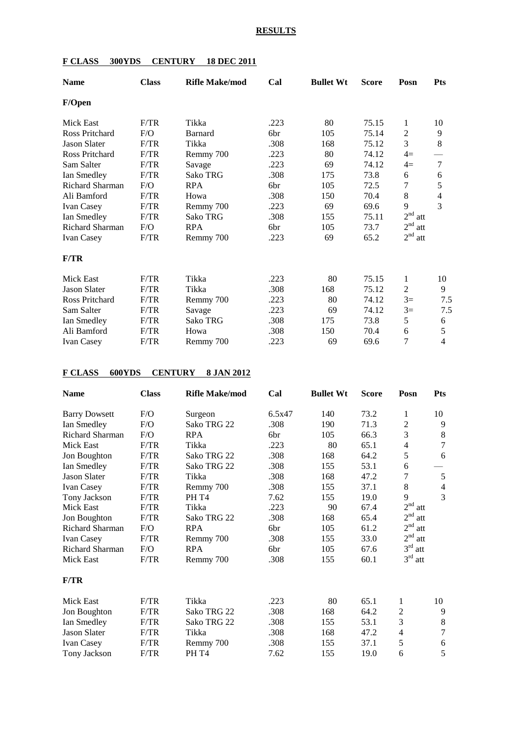## RESULTS

### F CLASS 300YDS CENTURY 18 DEC 2011

| Name | Class | Rifle Make/mod | Cal | Bullet Wt | Score | Posn | Pts |
|---|---|---|---|---|---|---|---|
| **F/Open** | | | | | | | |
| Mick East | F/TR | Tikka | .223 | 80 | 75.15 | 1 | 10 |
| Ross Pritchard | F/O | Barnard | 6br | 105 | 75.14 | 2 | 9 |
| Jason Slater | F/TR | Tikka | .308 | 168 | 75.12 | 3 | 8 |
| Ross Pritchard | F/TR | Remmy 700 | .223 | 80 | 74.12 | 4= | — |
| Sam Salter | F/TR | Savage | .223 | 69 | 74.12 | 4= | 7 |
| Ian Smedley | F/TR | Sako TRG | .308 | 175 | 73.8 | 6 | 6 |
| Richard Sharman | F/O | RPA | 6br | 105 | 72.5 | 7 | 5 |
| Ali Bamford | F/TR | Howa | .308 | 150 | 70.4 | 8 | 4 |
| Ivan Casey | F/TR | Remmy 700 | .223 | 69 | 69.6 | 9 | 3 |
| Ian Smedley | F/TR | Sako TRG | .308 | 155 | 75.11 | 2nd att | |
| Richard Sharman | F/O | RPA | 6br | 105 | 73.7 | 2nd att | |
| Ivan Casey | F/TR | Remmy 700 | .223 | 69 | 65.2 | 2nd att | |
| **F/TR** | | | | | | | |
| Mick East | F/TR | Tikka | .223 | 80 | 75.15 | 1 | 10 |
| Jason Slater | F/TR | Tikka | .308 | 168 | 75.12 | 2 | 9 |
| Ross Pritchard | F/TR | Remmy 700 | .223 | 80 | 74.12 | 3= | 7.5 |
| Sam Salter | F/TR | Savage | .223 | 69 | 74.12 | 3= | 7.5 |
| Ian Smedley | F/TR | Sako TRG | .308 | 175 | 73.8 | 5 | 6 |
| Ali Bamford | F/TR | Howa | .308 | 150 | 70.4 | 6 | 5 |
| Ivan Casey | F/TR | Remmy 700 | .223 | 69 | 69.6 | 7 | 4 |

### F CLASS 600YDS CENTURY 8 JAN 2012

| Name | Class | Rifle Make/mod | Cal | Bullet Wt | Score | Posn | Pts |
|---|---|---|---|---|---|---|---|
| Barry Dowsett | F/O | Surgeon | 6.5x47 | 140 | 73.2 | 1 | 10 |
| Ian Smedley | F/O | Sako TRG 22 | .308 | 190 | 71.3 | 2 | 9 |
| Richard Sharman | F/O | RPA | 6br | 105 | 66.3 | 3 | 8 |
| Mick East | F/TR | Tikka | .223 | 80 | 65.1 | 4 | 7 |
| Jon Boughton | F/TR | Sako TRG 22 | .308 | 168 | 64.2 | 5 | 6 |
| Ian Smedley | F/TR | Sako TRG 22 | .308 | 155 | 53.1 | 6 | — |
| Jason Slater | F/TR | Tikka | .308 | 168 | 47.2 | 7 | 5 |
| Ivan Casey | F/TR | Remmy 700 | .308 | 155 | 37.1 | 8 | 4 |
| Tony Jackson | F/TR | PH T4 | 7.62 | 155 | 19.0 | 9 | 3 |
| Mick East | F/TR | Tikka | .223 | 90 | 67.4 | 2nd att | |
| Jon Boughton | F/TR | Sako TRG 22 | .308 | 168 | 65.4 | 2nd att | |
| Richard Sharman | F/O | RPA | 6br | 105 | 61.2 | 2nd att | |
| Ivan Casey | F/TR | Remmy 700 | .308 | 155 | 33.0 | 2nd att | |
| Richard Sharman | F/O | RPA | 6br | 105 | 67.6 | 3rd att | |
| Mick East | F/TR | Remmy 700 | .308 | 155 | 60.1 | 3rd att | |
| **F/TR** | | | | | | | |
| Mick East | F/TR | Tikka | .223 | 80 | 65.1 | 1 | 10 |
| Jon Boughton | F/TR | Sako TRG 22 | .308 | 168 | 64.2 | 2 | 9 |
| Ian Smedley | F/TR | Sako TRG 22 | .308 | 155 | 53.1 | 3 | 8 |
| Jason Slater | F/TR | Tikka | .308 | 168 | 47.2 | 4 | 7 |
| Ivan Casey | F/TR | Remmy 700 | .308 | 155 | 37.1 | 5 | 6 |
| Tony Jackson | F/TR | PH T4 | 7.62 | 155 | 19.0 | 6 | 5 |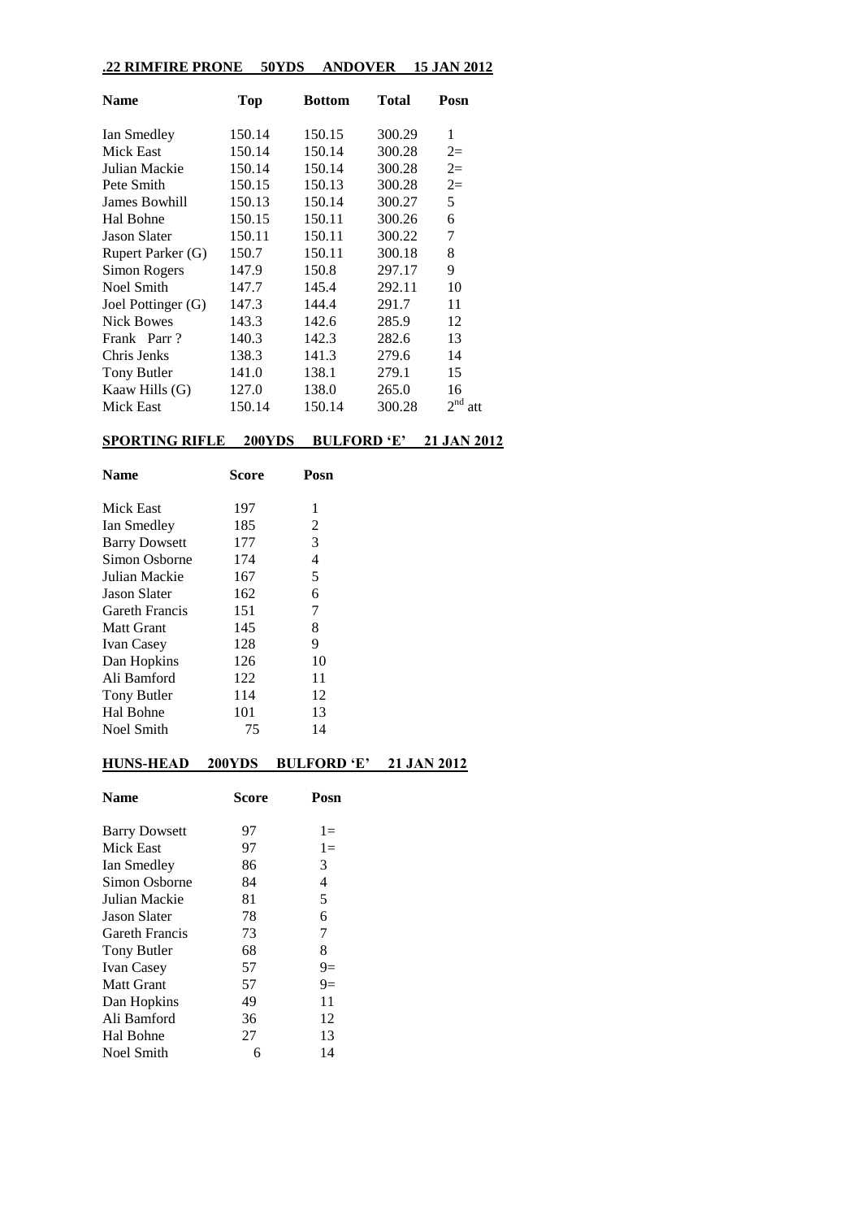**.22 RIMFIRE PRONE 50YDS ANDOVER 15 JAN 2012**

| Name | Top | Bottom | Total | Posn |
|---|---|---|---|---|
| Ian Smedley | 150.14 | 150.15 | 300.29 | 1 |
| Mick East | 150.14 | 150.14 | 300.28 | 2= |
| Julian Mackie | 150.14 | 150.14 | 300.28 | 2= |
| Pete Smith | 150.15 | 150.13 | 300.28 | 2= |
| James Bowhill | 150.13 | 150.14 | 300.27 | 5 |
| Hal Bohne | 150.15 | 150.11 | 300.26 | 6 |
| Jason Slater | 150.11 | 150.11 | 300.22 | 7 |
| Rupert Parker (G) | 150.7 | 150.11 | 300.18 | 8 |
| Simon Rogers | 147.9 | 150.8 | 297.17 | 9 |
| Noel Smith | 147.7 | 145.4 | 292.11 | 10 |
| Joel Pottinger (G) | 147.3 | 144.4 | 291.7 | 11 |
| Nick Bowes | 143.3 | 142.6 | 285.9 | 12 |
| Frank Parr ? | 140.3 | 142.3 | 282.6 | 13 |
| Chris Jenks | 138.3 | 141.3 | 279.6 | 14 |
| Tony Butler | 141.0 | 138.1 | 279.1 | 15 |
| Kaaw Hills (G) | 127.0 | 138.0 | 265.0 | 16 |
| Mick East | 150.14 | 150.14 | 300.28 | 2nd att |

**SPORTING RIFLE 200YDS BULFORD 'E' 21 JAN 2012**

| Name | Score | Posn |
|---|---|---|
| Mick East | 197 | 1 |
| Ian Smedley | 185 | 2 |
| Barry Dowsett | 177 | 3 |
| Simon Osborne | 174 | 4 |
| Julian Mackie | 167 | 5 |
| Jason Slater | 162 | 6 |
| Gareth Francis | 151 | 7 |
| Matt Grant | 145 | 8 |
| Ivan Casey | 128 | 9 |
| Dan Hopkins | 126 | 10 |
| Ali Bamford | 122 | 11 |
| Tony Butler | 114 | 12 |
| Hal Bohne | 101 | 13 |
| Noel Smith | 75 | 14 |

**HUNS-HEAD 200YDS BULFORD 'E' 21 JAN 2012**

| Name | Score | Posn |
|---|---|---|
| Barry Dowsett | 97 | 1= |
| Mick East | 97 | 1= |
| Ian Smedley | 86 | 3 |
| Simon Osborne | 84 | 4 |
| Julian Mackie | 81 | 5 |
| Jason Slater | 78 | 6 |
| Gareth Francis | 73 | 7 |
| Tony Butler | 68 | 8 |
| Ivan Casey | 57 | 9= |
| Matt Grant | 57 | 9= |
| Dan Hopkins | 49 | 11 |
| Ali Bamford | 36 | 12 |
| Hal Bohne | 27 | 13 |
| Noel Smith | 6 | 14 |